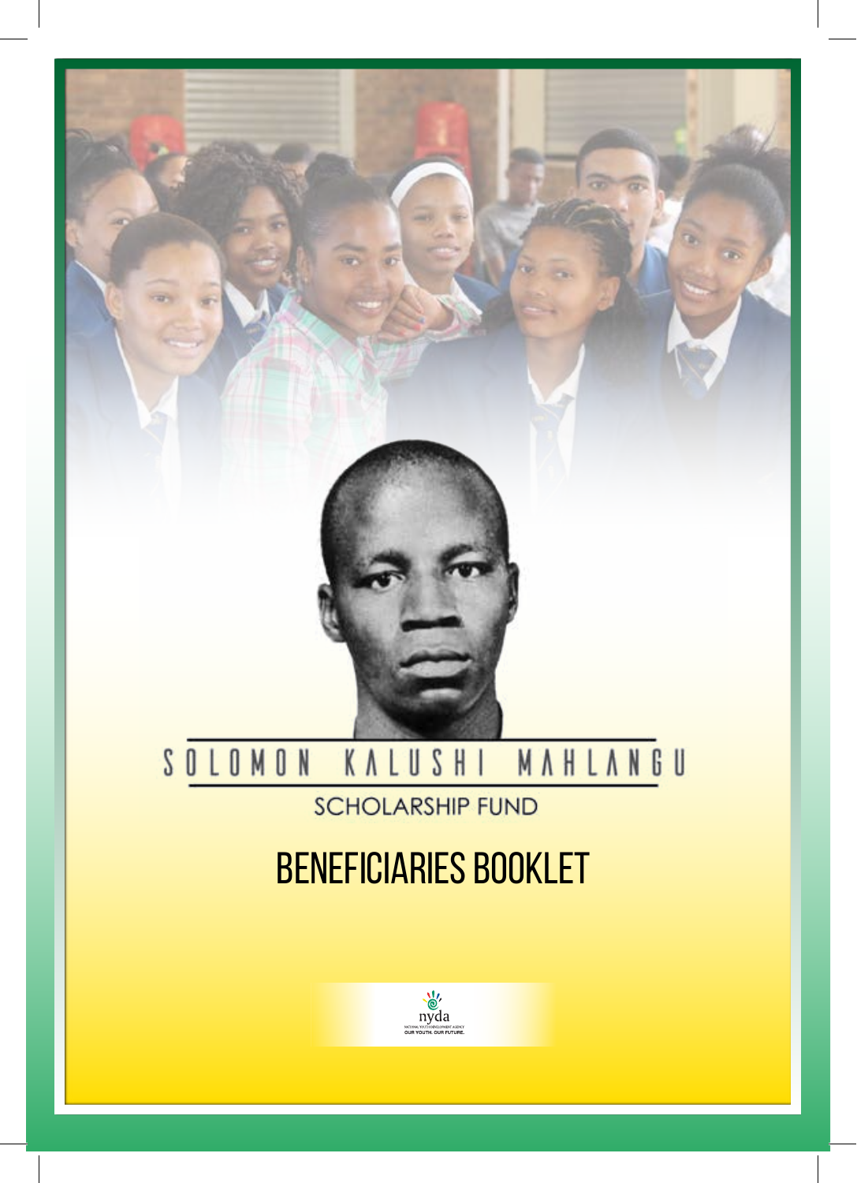# SOLOMON KALUSHI MAHLANGU

SCHOLARSHIP FUND

# BENEFICIARIES BOOKLET

nyda

NATIONAL YOUTH DEVELOPMENT AGENCY

OUR YOUTH. OUR FUTURE.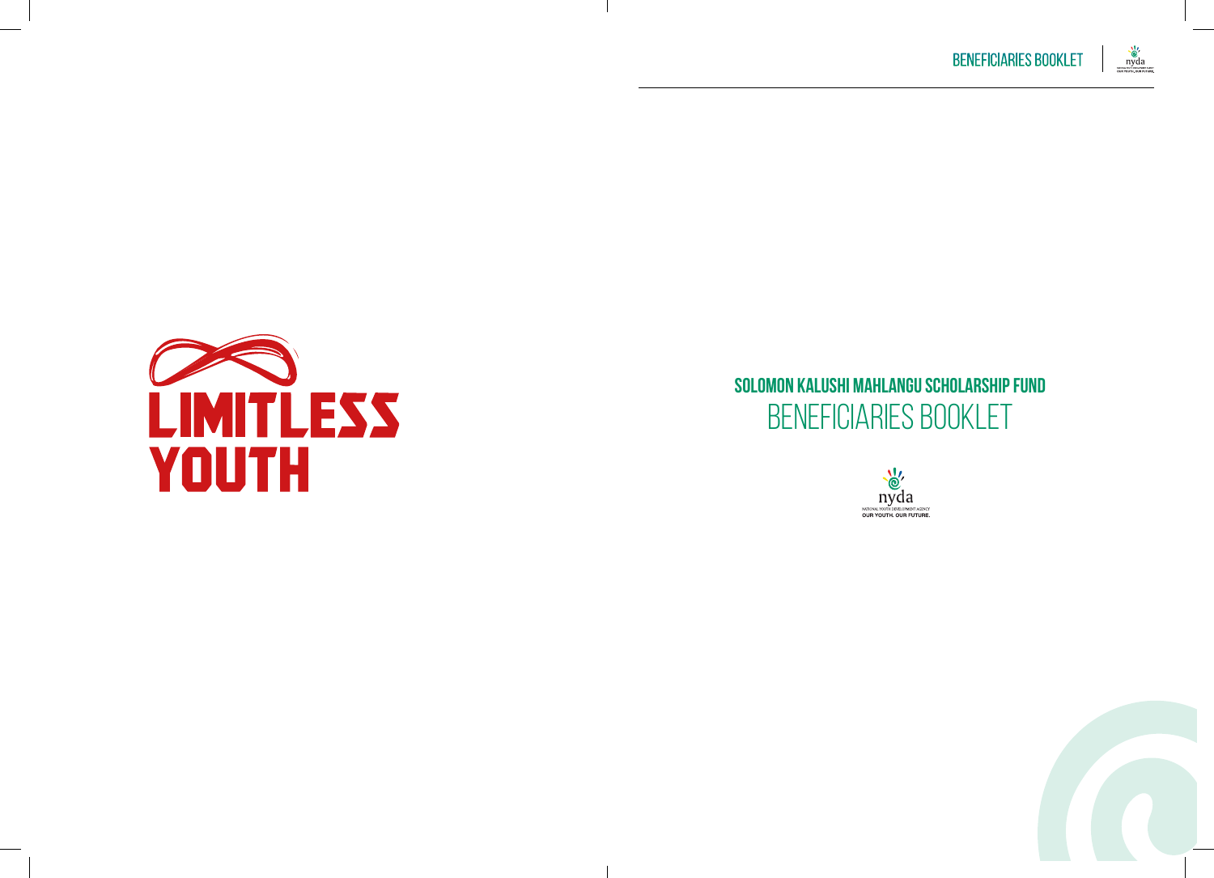LIMITLESS YOUTH

**SOLOMON KALUSHI MAHLANGU SCHOLARSHIP FUND**

# BENEFICIARIES BOOKLET

nyda
NATIONAL YOUTH DEVELOPMENT AGENCY
OUR YOUTH. OUR FUTURE.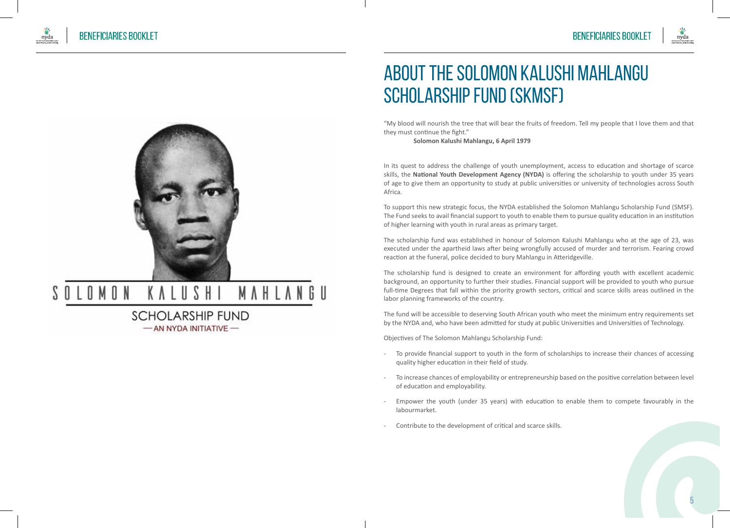SOLOMON KALUSHI MAHLANGU

SCHOLARSHIP FUND

— AN NYDA INITIATIVE —

# ABOUT THE SOLOMON KALUSHI MAHLANGU SCHOLARSHIP FUND (SKMSF)

"My blood will nourish the tree that will bear the fruits of freedom. Tell my people that I love them and that they must continue the fight."

**Solomon Kalushi Mahlangu, 6 April 1979**

In its quest to address the challenge of youth unemployment, access to education and shortage of scarce skills, the **National Youth Development Agency (NYDA)** is offering the scholarship to youth under 35 years of age to give them an opportunity to study at public universities or university of technologies across South Africa.

To support this new strategic focus, the NYDA established the Solomon Mahlangu Scholarship Fund (SMSF). The Fund seeks to avail financial support to youth to enable them to pursue quality education in an institution of higher learning with youth in rural areas as primary target.

The scholarship fund was established in honour of Solomon Kalushi Mahlangu who at the age of 23, was executed under the apartheid laws after being wrongfully accused of murder and terrorism. Fearing crowd reaction at the funeral, police decided to bury Mahlangu in Atteridgeville.

The scholarship fund is designed to create an environment for affording youth with excellent academic background, an opportunity to further their studies. Financial support will be provided to youth who pursue full-time Degrees that fall within the priority growth sectors, critical and scarce skills areas outlined in the labor planning frameworks of the country.

The fund will be accessible to deserving South African youth who meet the minimum entry requirements set by the NYDA and, who have been admitted for study at public Universities and Universities of Technology.

Objectives of The Solomon Mahlangu Scholarship Fund:

- To provide financial support to youth in the form of scholarships to increase their chances of accessing quality higher education in their field of study.
- To increase chances of employability or entrepreneurship based on the positive correlation between level of education and employability.
- Empower the youth (under 35 years) with education to enable them to compete favourably in the labourmarket.
- Contribute to the development of critical and scarce skills.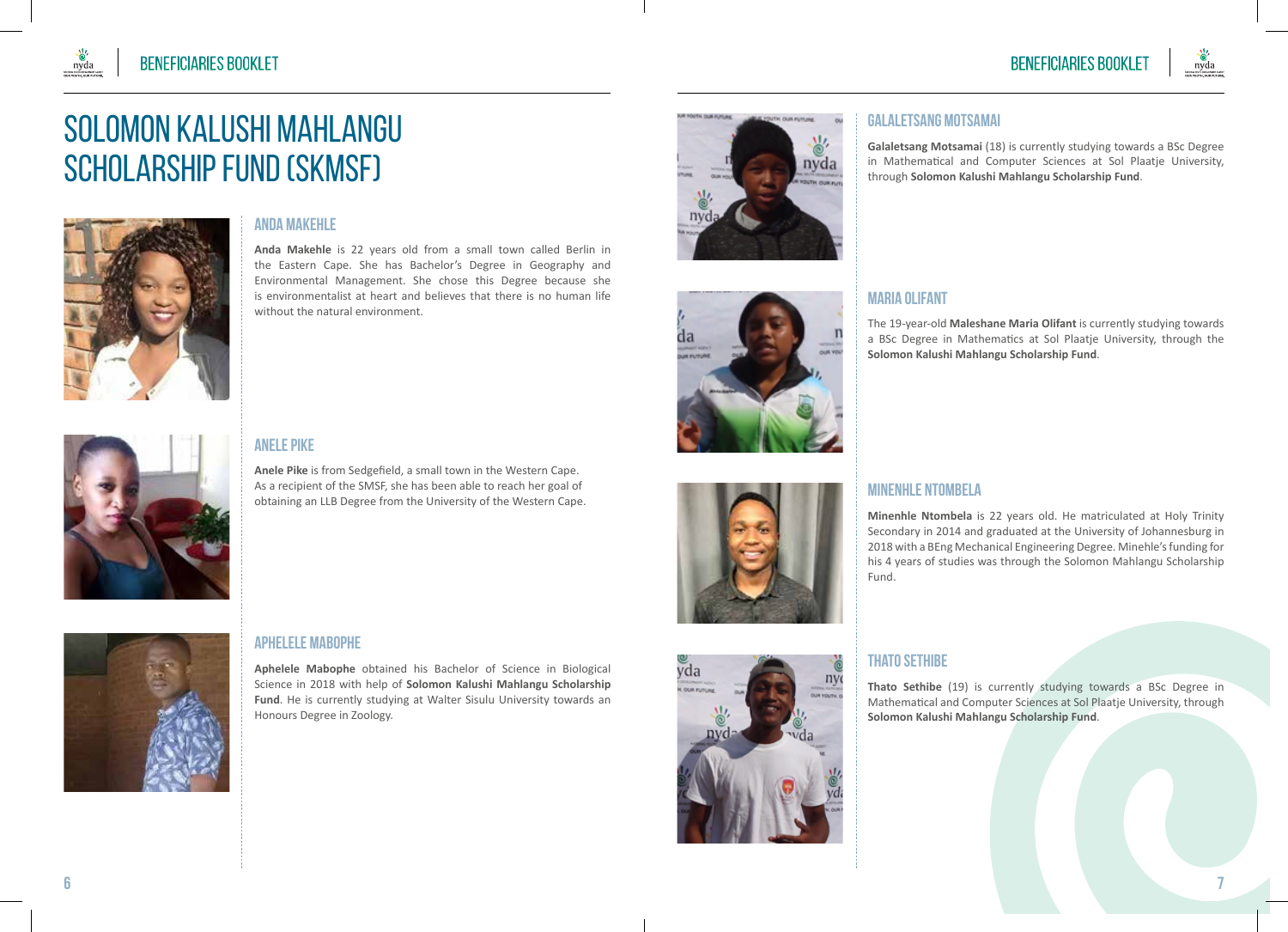# SOLOMON KALUSHI MAHLANGU SCHOLARSHIP FUND (SKMSF)

### ANDA MAKEHLE

**Anda Makehle** is 22 years old from a small town called Berlin in the Eastern Cape. She has Bachelor's Degree in Geography and Environmental Management. She chose this Degree because she is environmentalist at heart and believes that there is no human life without the natural environment.

### ANELE PIKE

**Anele Pike** is from Sedgefield, a small town in the Western Cape. As a recipient of the SMSF, she has been able to reach her goal of obtaining an LLB Degree from the University of the Western Cape.

### APHELELE MABOPHE

**Aphelele Mabophe** obtained his Bachelor of Science in Biological Science in 2018 with help of **Solomon Kalushi Mahlangu Scholarship Fund**. He is currently studying at Walter Sisulu University towards an Honours Degree in Zoology.

### GALALETSANG MOTSAMAI

**Galaletsang Motsamai** (18) is currently studying towards a BSc Degree in Mathematical and Computer Sciences at Sol Plaatje University, through **Solomon Kalushi Mahlangu Scholarship Fund**.

### MARIA OLIFANT

The 19-year-old **Maleshane Maria Olifant** is currently studying towards a BSc Degree in Mathematics at Sol Plaatje University, through the **Solomon Kalushi Mahlangu Scholarship Fund**.

### MINENHLE NTOMBELA

**Minenhle Ntombela** is 22 years old. He matriculated at Holy Trinity Secondary in 2014 and graduated at the University of Johannesburg in 2018 with a BEng Mechanical Engineering Degree. Minehle's funding for his 4 years of studies was through the Solomon Mahlangu Scholarship Fund.

### THATO SETHIBE

**Thato Sethibe** (19) is currently studying towards a BSc Degree in Mathematical and Computer Sciences at Sol Plaatje University, through **Solomon Kalushi Mahlangu Scholarship Fund**.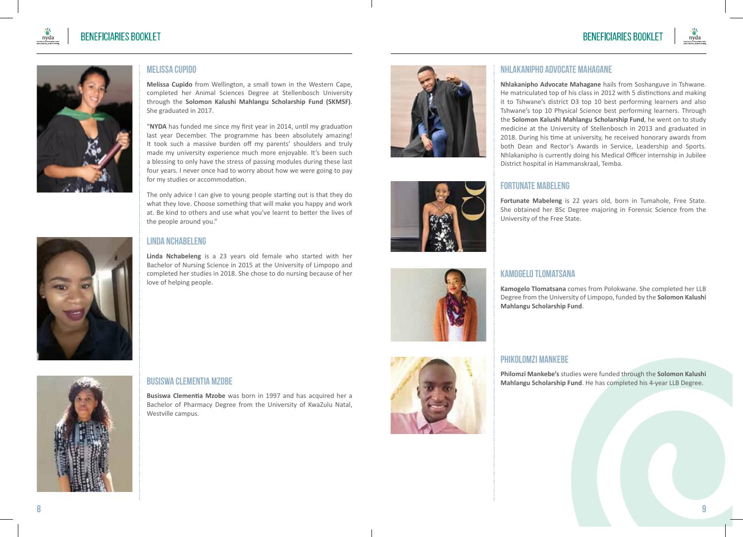## MELISSA CUPIDO

**Melissa Cupido** from Wellington, a small town in the Western Cape, completed her Animal Sciences Degree at Stellenbosch University through the **Solomon Kalushi Mahlangu Scholarship Fund (SKMSF)**. She graduated in 2017.

"**NYDA** has funded me since my first year in 2014, until my graduation last year December. The programme has been absolutely amazing! It took such a massive burden off my parents' shoulders and truly made my university experience much more enjoyable. It's been such a blessing to only have the stress of passing modules during these last four years. I never once had to worry about how we were going to pay for my studies or accommodation.

The only advice I can give to young people starting out is that they do what they love. Choose something that will make you happy and work at. Be kind to others and use what you've learnt to better the lives of the people around you."

## LINDA NCHABELENG

**Linda Nchabeleng** is a 23 years old female who started with her Bachelor of Nursing Science in 2015 at the University of Limpopo and completed her studies in 2018. She chose to do nursing because of her love of helping people.

## BUSISWA CLEMENTIA MZOBE

**Busiswa Clementia Mzobe** was born in 1997 and has acquired her a Bachelor of Pharmacy Degree from the University of KwaZulu Natal, Westville campus.

## NHLAKANIPHO ADVOCATE MAHAGANE

**Nhlakanipho Advocate Mahagane** hails from Soshanguve in Tshwane. He matriculated top of his class in 2012 with 5 distinctions and making it to Tshwane's district D3 top 10 best performing learners and also Tshwane's top 10 Physical Science best performing learners. Through the **Solomon Kalushi Mahlangu Scholarship Fund**, he went on to study medicine at the University of Stellenbosch in 2013 and graduated in 2018. During his time at university, he received honorary awards from both Dean and Rector's Awards in Service, Leadership and Sports. Nhlakanipho is currently doing his Medical Officer internship in Jubilee District hospital in Hammanskraal, Temba.

## FORTUNATE MABELENG

**Fortunate Mabeleng** is 22 years old, born in Tumahole, Free State. She obtained her BSc Degree majoring in Forensic Science from the University of the Free State.

## KAMOGELO TLOMATSANA

**Kamogelo Tlomatsana** comes from Polokwane. She completed her LLB Degree from the University of Limpopo, funded by the **Solomon Kalushi Mahlangu Scholarship Fund**.

## PHIKOLOMZI MANKEBE

**Philomzi Mankebe's** studies were funded through the **Solomon Kalushi Mahlangu Scholarship Fund**. He has completed his 4-year LLB Degree.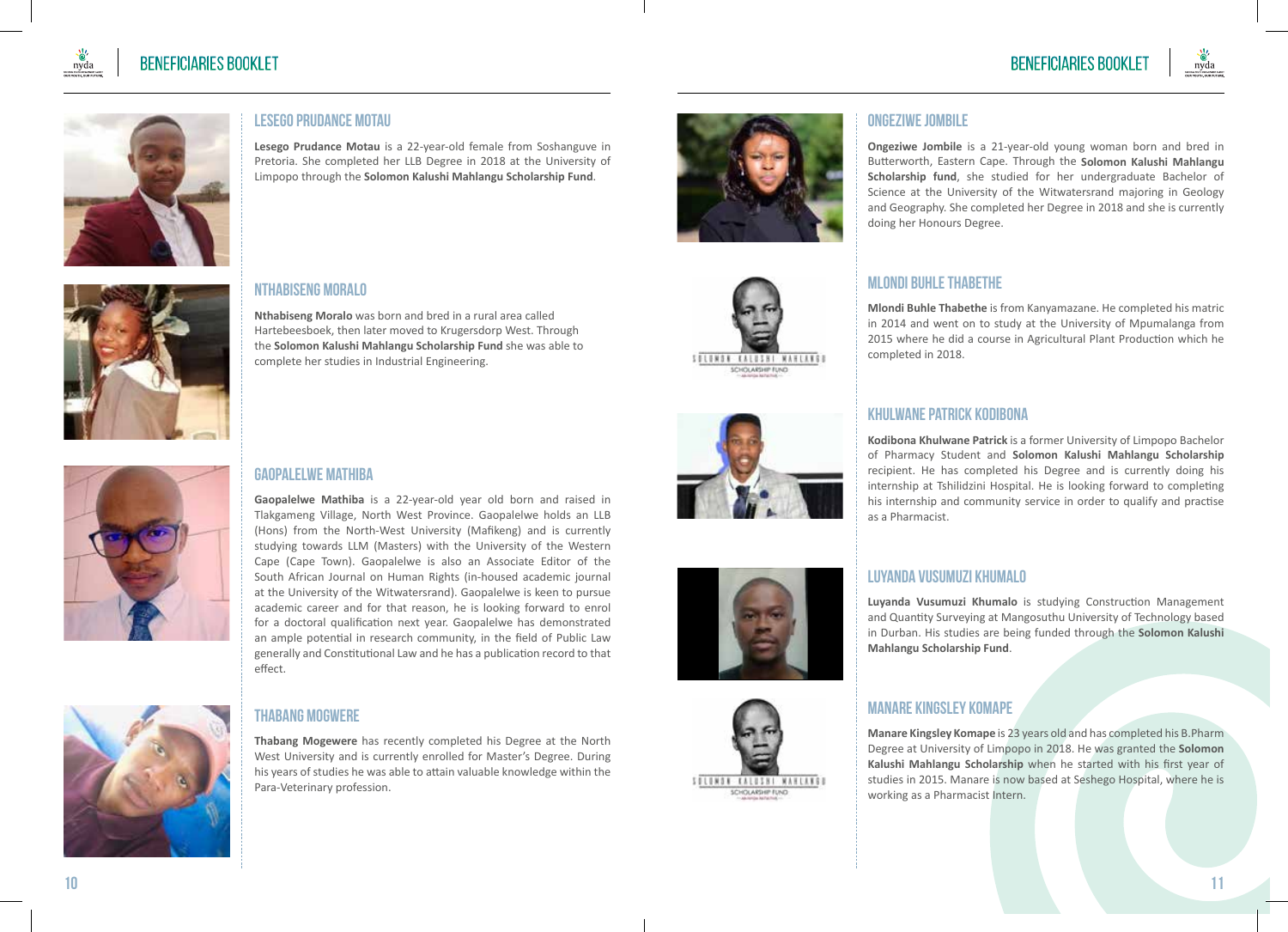## LESEGO PRUDANCE MOTAU

**Lesego Prudance Motau** is a 22-year-old female from Soshanguve in Pretoria. She completed her LLB Degree in 2018 at the University of Limpopo through the **Solomon Kalushi Mahlangu Scholarship Fund**.

## NTHABISENG MORALO

**Nthabiseng Moralo** was born and bred in a rural area called Hartebeesboek, then later moved to Krugersdorp West. Through the **Solomon Kalushi Mahlangu Scholarship Fund** she was able to complete her studies in Industrial Engineering.

## GAOPALELWE MATHIBA

**Gaopalelwe Mathiba** is a 22-year-old year old born and raised in Tlakgameng Village, North West Province. Gaopalelwe holds an LLB (Hons) from the North-West University (Mafikeng) and is currently studying towards LLM (Masters) with the University of the Western Cape (Cape Town). Gaopalelwe is also an Associate Editor of the South African Journal on Human Rights (in-housed academic journal at the University of the Witwatersrand). Gaopalelwe is keen to pursue academic career and for that reason, he is looking forward to enrol for a doctoral qualification next year. Gaopalelwe has demonstrated an ample potential in research community, in the field of Public Law generally and Constitutional Law and he has a publication record to that effect.

## THABANG MOGWERE

**Thabang Mogewere** has recently completed his Degree at the North West University and is currently enrolled for Master's Degree. During his years of studies he was able to attain valuable knowledge within the Para-Veterinary profession.

## ONGEZIWE JOMBILE

**Ongeziwe Jombile** is a 21-year-old young woman born and bred in Butterworth, Eastern Cape. Through the **Solomon Kalushi Mahlangu Scholarship fund**, she studied for her undergraduate Bachelor of Science at the University of the Witwatersrand majoring in Geology and Geography. She completed her Degree in 2018 and she is currently doing her Honours Degree.

## MLONDI BUHLE THABETHE

**Mlondi Buhle Thabethe** is from Kanyamazane. He completed his matric in 2014 and went on to study at the University of Mpumalanga from 2015 where he did a course in Agricultural Plant Production which he completed in 2018.

## KHULWANE PATRICK KODIBONA

**Kodibona Khulwane Patrick** is a former University of Limpopo Bachelor of Pharmacy Student and **Solomon Kalushi Mahlangu Scholarship** recipient. He has completed his Degree and is currently doing his internship at Tshilidzini Hospital. He is looking forward to completing his internship and community service in order to qualify and practise as a Pharmacist.

## LUYANDA VUSUMUZI KHUMALO

**Luyanda Vusumuzi Khumalo** is studying Construction Management and Quantity Surveying at Mangosuthu University of Technology based in Durban. His studies are being funded through the **Solomon Kalushi Mahlangu Scholarship Fund**.

## MANARE KINGSLEY KOMAPE

**Manare Kingsley Komape** is 23 years old and has completed his B.Pharm Degree at University of Limpopo in 2018. He was granted the **Solomon Kalushi Mahlangu Scholarship** when he started with his first year of studies in 2015. Manare is now based at Seshego Hospital, where he is working as a Pharmacist Intern.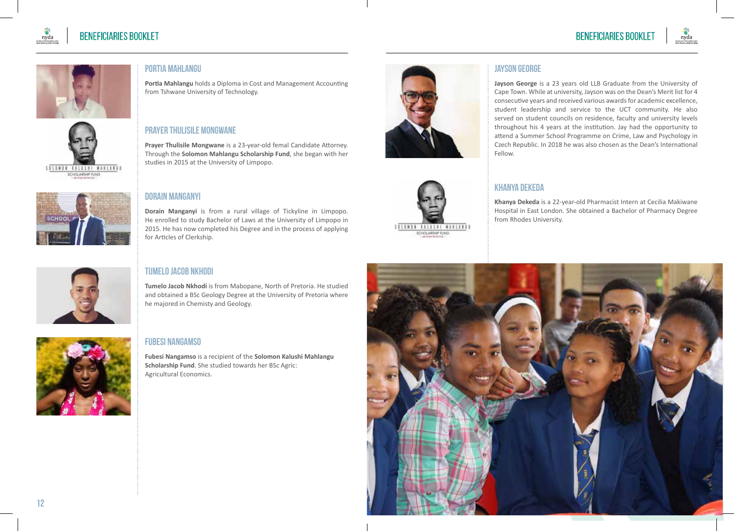## PORTIA MAHLANGU

**Portia Mahlangu** holds a Diploma in Cost and Management Accounting from Tshwane University of Technology.

## PRAYER THULISILE MONGWANE

**Prayer Thulisile Mongwane** is a 23-year-old femal Candidate Attorney. Through the **Solomon Mahlangu Scholarship Fund**, she began with her studies in 2015 at the University of Limpopo.

## DORAIN MANGANYI

**Dorain Manganyi** is from a rural village of Tickyline in Limpopo. He enrolled to study Bachelor of Laws at the University of Limpopo in 2015. He has now completed his Degree and in the process of applying for Articles of Clerkship.

## TUMELO JACOB NKHODI

**Tumelo Jacob Nkhodi** is from Mabopane, North of Pretoria. He studied and obtained a BSc Geology Degree at the University of Pretoria where he majored in Chemisty and Geology.

## FUBESI NANGAMSO

**Fubesi Nangamso** is a recipient of the **Solomon Kalushi Mahlangu Scholarship Fund**. She studied towards her BSc Agric: Agricultural Economics.

## JAYSON GEORGE

**Jayson George** is a 23 years old LLB Graduate from the University of Cape Town. While at university, Jayson was on the Dean's Merit list for 4 consecutive years and received various awards for academic excellence, student leadership and service to the UCT community. He also served on student councils on residence, faculty and university levels throughout his 4 years at the institution. Jay had the opportunity to attend a Summer School Programme on Crime, Law and Psychology in Czech Republic. In 2018 he was also chosen as the Dean's International Fellow.

## KHANYA DEKEDA

**Khanya Dekeda** is a 22-year-old Pharmacist Intern at Cecilia Makiwane Hospital in East London. She obtained a Bachelor of Pharmacy Degree from Rhodes University.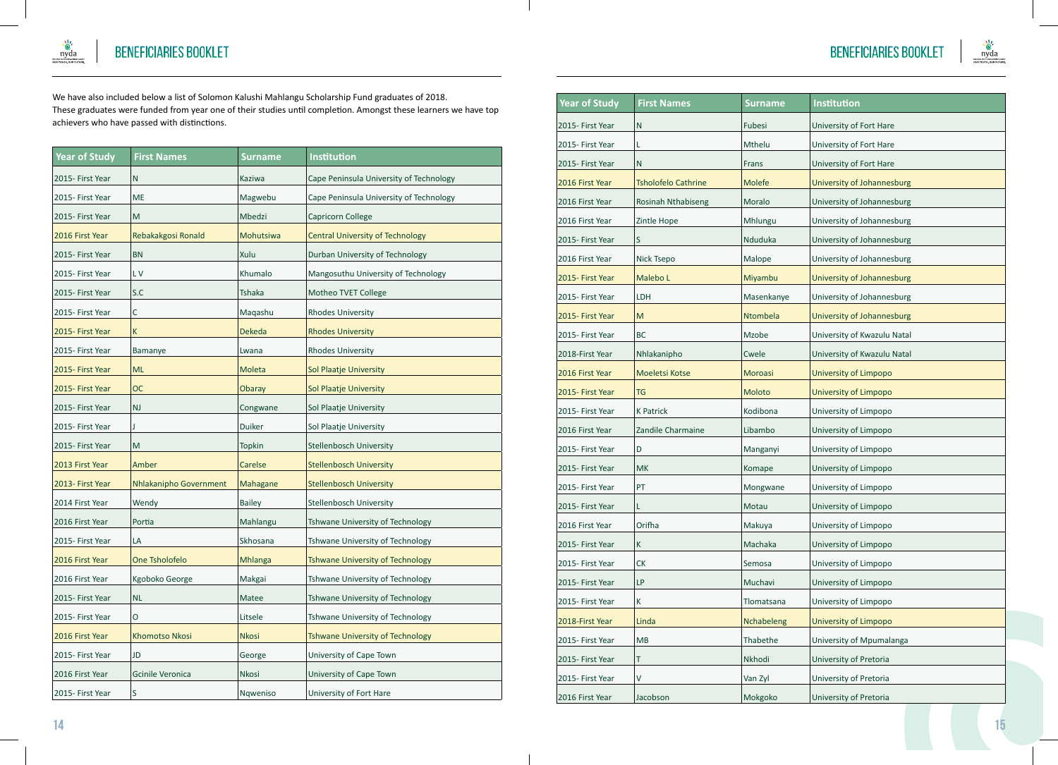We have also included below a list of Solomon Kalushi Mahlangu Scholarship Fund graduates of 2018. These graduates were funded from year one of their studies until completion. Amongst these learners we have top achievers who have passed with distinctions.

| Year of Study | First Names | Surname | Institution |
|---|---|---|---|
| 2015- First Year | N | Kaziwa | Cape Peninsula University of Technology |
| 2015- First Year | ME | Magwebu | Cape Peninsula University of Technology |
| 2015- First Year | M | Mbedzi | Capricorn College |
| 2016 First Year | Rebakakgosi Ronald | Mohutsiwa | Central University of Technology |
| 2015- First Year | BN | Xulu | Durban University of Technology |
| 2015- First Year | L V | Khumalo | Mangosuthu University of Technology |
| 2015- First Year | S.C | Tshaka | Motheo TVET College |
| 2015- First Year | C | Maqashu | Rhodes University |
| 2015- First Year | K | Dekeda | Rhodes University |
| 2015- First Year | Bamanye | Lwana | Rhodes University |
| 2015- First Year | ML | Moleta | Sol Plaatje University |
| 2015- First Year | OC | Obaray | Sol Plaatje University |
| 2015- First Year | NJ | Congwane | Sol Plaatje University |
| 2015- First Year | J | Duiker | Sol Plaatje University |
| 2015- First Year | M | Topkin | Stellenbosch University |
| 2013 First Year | Amber | Carelse | Stellenbosch University |
| 2013- First Year | Nhlakanipho Government | Mahagane | Stellenbosch University |
| 2014 First Year | Wendy | Bailey | Stellenbosch University |
| 2016 First Year | Portia | Mahlangu | Tshwane University of Technology |
| 2015- First Year | LA | Skhosana | Tshwane University of Technology |
| 2016 First Year | One Tsholofelo | Mhlanga | Tshwane University of Technology |
| 2016 First Year | Kgoboko George | Makgai | Tshwane University of Technology |
| 2015- First Year | NL | Matee | Tshwane University of Technology |
| 2015- First Year | O | Litsele | Tshwane University of Technology |
| 2016 First Year | Khomotso Nkosi | Nkosi | Tshwane University of Technology |
| 2015- First Year | JD | George | University of Cape Town |
| 2016 First Year | Gcinile Veronica | Nkosi | University of Cape Town |
| 2015- First Year | S | Nqweniso | University of Fort Hare |
| 2015- First Year | N | Fubesi | University of Fort Hare |
| 2015- First Year | L | Mthelu | University of Fort Hare |
| 2015- First Year | N | Frans | University of Fort Hare |
| 2016 First Year | Tsholofelo Cathrine | Molefe | University of Johannesburg |
| 2016 First Year | Rosinah Nthabiseng | Moralo | University of Johannesburg |
| 2016 First Year | Zintle Hope | Mhlungu | University of Johannesburg |
| 2015- First Year | S | Nduduka | University of Johannesburg |
| 2016 First Year | Nick Tsepo | Malope | University of Johannesburg |
| 2015- First Year | Malebo L | Miyambu | University of Johannesburg |
| 2015- First Year | LDH | Masenkanye | University of Johannesburg |
| 2015- First Year | M | Ntombela | University of Johannesburg |
| 2015- First Year | BC | Mzobe | University of Kwazulu Natal |
| 2018-First Year | Nhlakanipho | Cwele | University of Kwazulu Natal |
| 2016 First Year | Moeletsi Kotse | Moroasi | University of Limpopo |
| 2015- First Year | TG | Moloto | University of Limpopo |
| 2015- First Year | K Patrick | Kodibona | University of Limpopo |
| 2016 First Year | Zandile Charmaine | Libambo | University of Limpopo |
| 2015- First Year | D | Manganyi | University of Limpopo |
| 2015- First Year | MK | Komape | University of Limpopo |
| 2015- First Year | PT | Mongwane | University of Limpopo |
| 2015- First Year | L | Motau | University of Limpopo |
| 2016 First Year | Orifha | Makuya | University of Limpopo |
| 2015- First Year | K | Machaka | University of Limpopo |
| 2015- First Year | CK | Semosa | University of Limpopo |
| 2015- First Year | LP | Muchavi | University of Limpopo |
| 2015- First Year | K | Tlomatsana | University of Limpopo |
| 2018-First Year | Linda | Nchabeleng | University of Limpopo |
| 2015- First Year | MB | Thabethe | University of Mpumalanga |
| 2015- First Year | T | Nkhodi | University of Pretoria |
| 2015- First Year | V | Van Zyl | University of Pretoria |
| 2016 First Year | Jacobson | Mokgoko | University of Pretoria |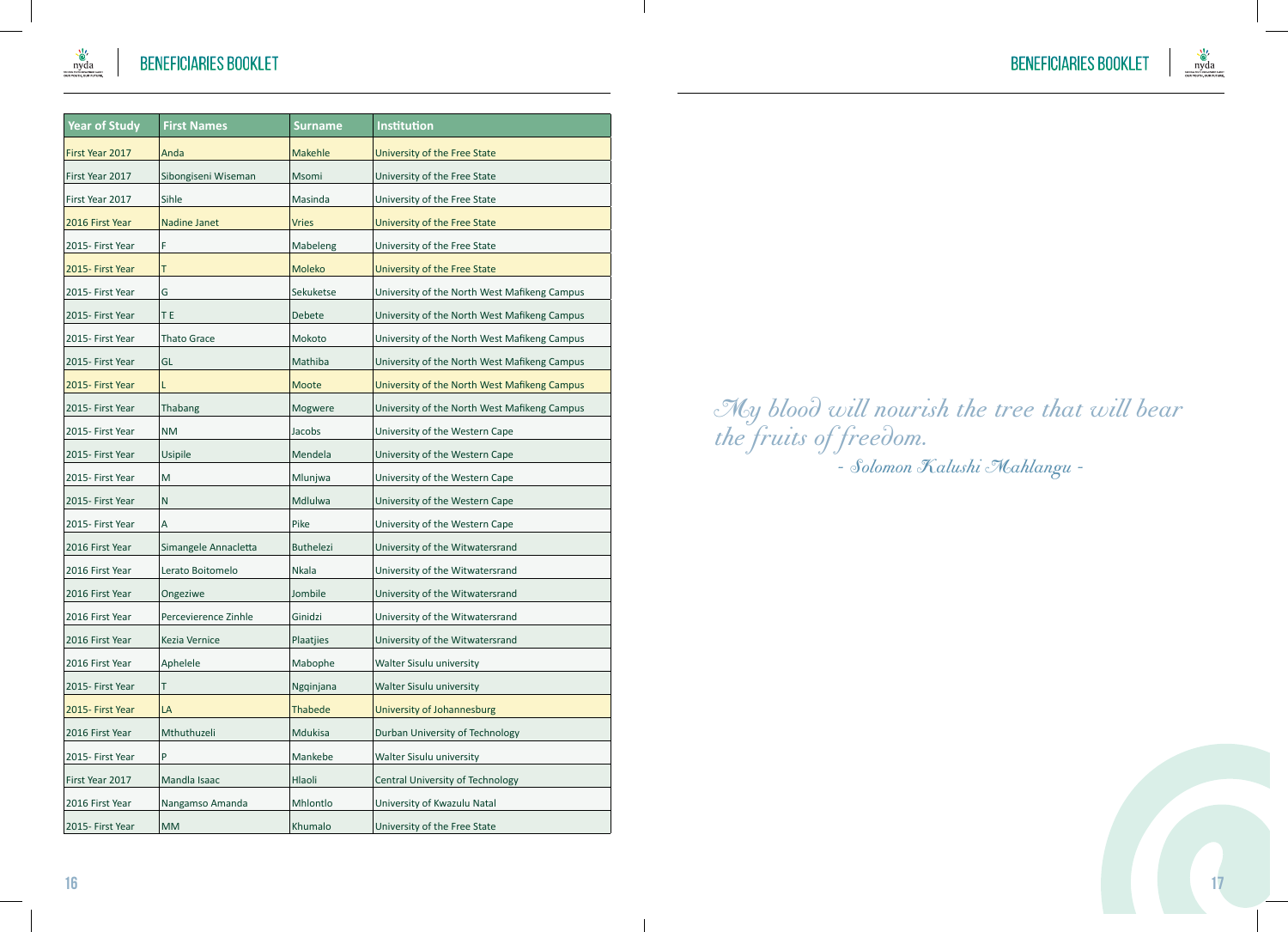| Year of Study | First Names | Surname | Institution |
|---|---|---|---|
| First Year 2017 | Anda | Makehle | University of the Free State |
| First Year 2017 | Sibongiseni Wiseman | Msomi | University of the Free State |
| First Year 2017 | Sihle | Masinda | University of the Free State |
| 2016 First Year | Nadine Janet | Vries | University of the Free State |
| 2015- First Year | F | Mabeleng | University of the Free State |
| 2015- First Year | T | Moleko | University of the Free State |
| 2015- First Year | G | Sekuketse | University of the North West Mafikeng Campus |
| 2015- First Year | T E | Debete | University of the North West Mafikeng Campus |
| 2015- First Year | Thato Grace | Mokoto | University of the North West Mafikeng Campus |
| 2015- First Year | GL | Mathiba | University of the North West Mafikeng Campus |
| 2015- First Year | L | Moote | University of the North West Mafikeng Campus |
| 2015- First Year | Thabang | Mogwere | University of the North West Mafikeng Campus |
| 2015- First Year | NM | Jacobs | University of the Western Cape |
| 2015- First Year | Usipile | Mendela | University of the Western Cape |
| 2015- First Year | M | Mlunjwa | University of the Western Cape |
| 2015- First Year | N | Mdlulwa | University of the Western Cape |
| 2015- First Year | A | Pike | University of the Western Cape |
| 2016 First Year | Simangele Annacletta | Buthelezi | University of the Witwatersrand |
| 2016 First Year | Lerato Boitomelo | Nkala | University of the Witwatersrand |
| 2016 First Year | Ongeziwe | Jombile | University of the Witwatersrand |
| 2016 First Year | Percevierence Zinhle | Ginidzi | University of the Witwatersrand |
| 2016 First Year | Kezia Vernice | Plaatjies | University of the Witwatersrand |
| 2016 First Year | Aphelele | Mabophe | Walter Sisulu university |
| 2015- First Year | T | Ngqinjana | Walter Sisulu university |
| 2015- First Year | LA | Thabede | University of Johannesburg |
| 2016 First Year | Mthuthuzeli | Mdukisa | Durban University of Technology |
| 2015- First Year | P | Mankebe | Walter Sisulu university |
| First Year 2017 | Mandla Isaac | Hlaoli | Central University of Technology |
| 2016 First Year | Nangamso Amanda | Mhlontlo | University of Kwazulu Natal |
| 2015- First Year | MM | Khumalo | University of the Free State |

*My blood will nourish the tree that will bear the fruits of freedom.*

*- Solomon Kalushi Mahlangu -*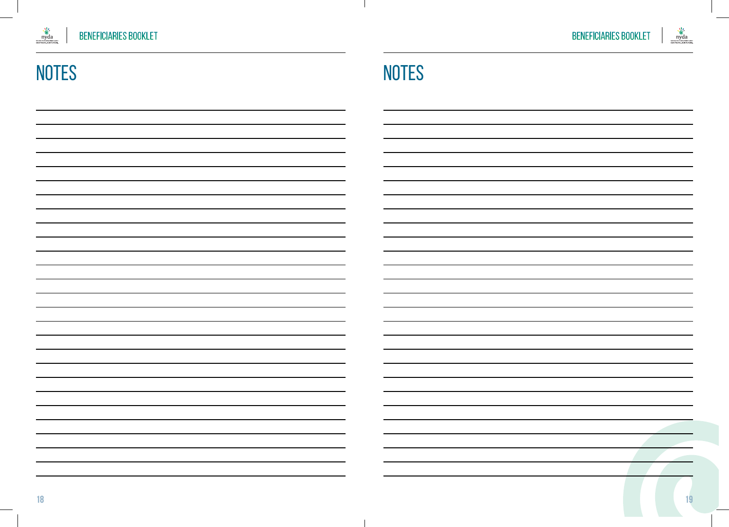# NOTES

# NOTES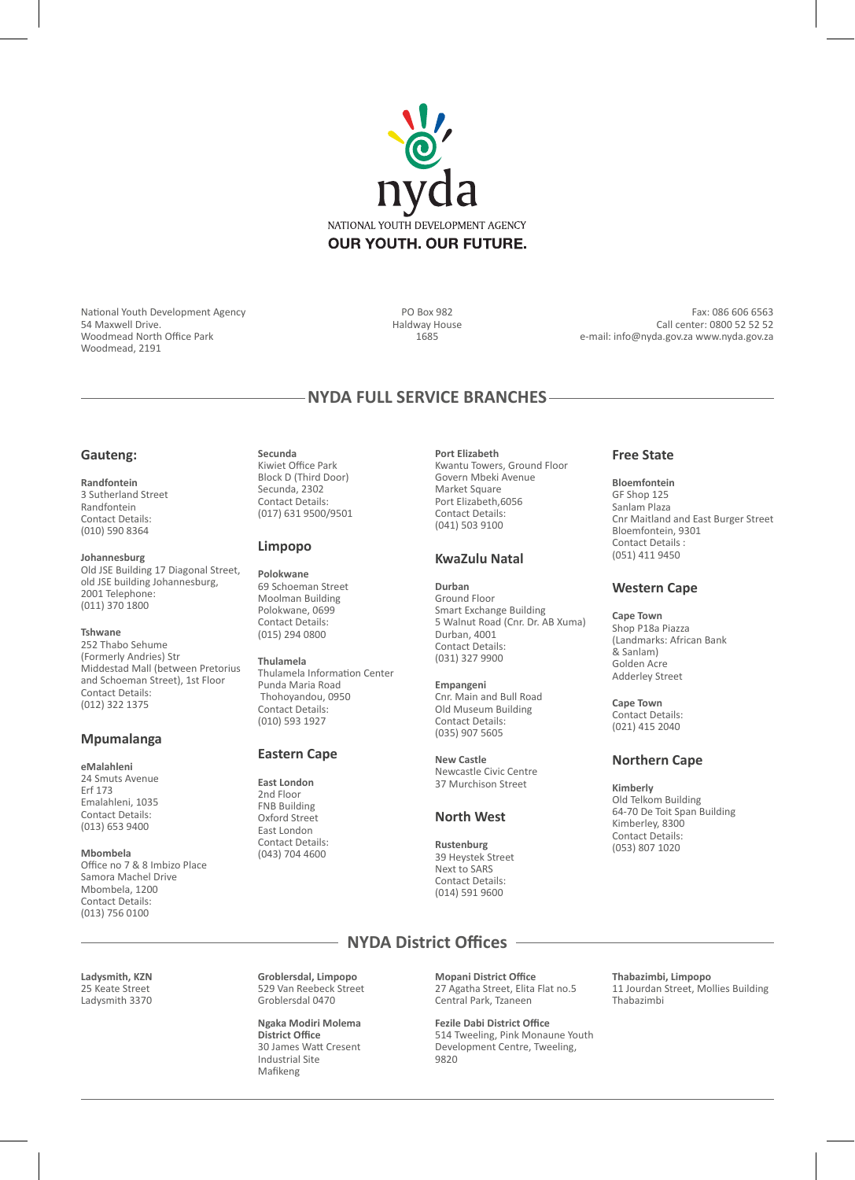nyda

NATIONAL YOUTH DEVELOPMENT AGENCY

**OUR YOUTH. OUR FUTURE.**

National Youth Development Agency
54 Maxwell Drive.
Woodmead North Office Park
Woodmead, 2191

PO Box 982
Haldway House
1685

Fax: 086 606 6563
Call center: 0800 52 52 52
e-mail: info@nyda.gov.za www.nyda.gov.za

## NYDA FULL SERVICE BRANCHES

### Gauteng:

**Randfontein**
3 Sutherland Street
Randfontein
Contact Details:
(010) 590 8364

**Johannesburg**
Old JSE Building 17 Diagonal Street, old JSE building Johannesburg, 2001 Telephone:
(011) 370 1800

**Tshwane**
252 Thabo Sehume
(Formerly Andries) Str
Middestad Mall (between Pretorius and Schoeman Street), 1st Floor
Contact Details:
(012) 322 1375

### Mpumalanga

**eMalahleni**
24 Smuts Avenue
Erf 173
Emalahleni, 1035
Contact Details:
(013) 653 9400

**Mbombela**
Office no 7 & 8 Imbizo Place
Samora Machel Drive
Mbombela, 1200
Contact Details:
(013) 756 0100

**Secunda**
Kiwiet Office Park
Block D (Third Door)
Secunda, 2302
Contact Details:
(017) 631 9500/9501

### Limpopo

**Polokwane**
69 Schoeman Street
Moolman Building
Polokwane, 0699
Contact Details:
(015) 294 0800

**Thulamela**
Thulamela Information Center
Punda Maria Road
Thohoyandou, 0950
Contact Details:
(010) 593 1927

### Eastern Cape

**East London**
2nd Floor
FNB Building
Oxford Street
East London
Contact Details:
(043) 704 4600

**Port Elizabeth**
Kwantu Towers, Ground Floor
Govern Mbeki Avenue
Market Square
Port Elizabeth,6056
Contact Details:
(041) 503 9100

### KwaZulu Natal

**Durban**
Ground Floor
Smart Exchange Building
5 Walnut Road (Cnr. Dr. AB Xuma)
Durban, 4001
Contact Details:
(031) 327 9900

**Empangeni**
Cnr. Main and Bull Road
Old Museum Building
Contact Details:
(035) 907 5605

**New Castle**
Newcastle Civic Centre
37 Murchison Street

### North West

**Rustenburg**
39 Heystek Street
Next to SARS
Contact Details:
(014) 591 9600

### Free State

**Bloemfontein**
GF Shop 125
Sanlam Plaza
Cnr Maitland and East Burger Street
Bloemfontein, 9301
Contact Details :
(051) 411 9450

### Western Cape

**Cape Town**
Shop P18a Piazza
(Landmarks: African Bank & Sanlam)
Golden Acre
Adderley Street

**Cape Town**
Contact Details:
(021) 415 2040

### Northern Cape

**Kimberly**
Old Telkom Building
64-70 De Toit Span Building
Kimberley, 8300
Contact Details:
(053) 807 1020

## NYDA District Offices

**Ladysmith, KZN**
25 Keate Street
Ladysmith 3370

**Groblersdal, Limpopo**
529 Van Reebeck Street
Groblersdal 0470

**Ngaka Modiri Molema District Office**
30 James Watt Cresent
Industrial Site
Mafikeng

**Mopani District Office**
27 Agatha Street, Elita Flat no.5
Central Park, Tzaneen

**Fezile Dabi District Office**
514 Tweeling, Pink Monaune Youth Development Centre, Tweeling,
9820

**Thabazimbi, Limpopo**
11 Jourdan Street, Mollies Building
Thabazimbi